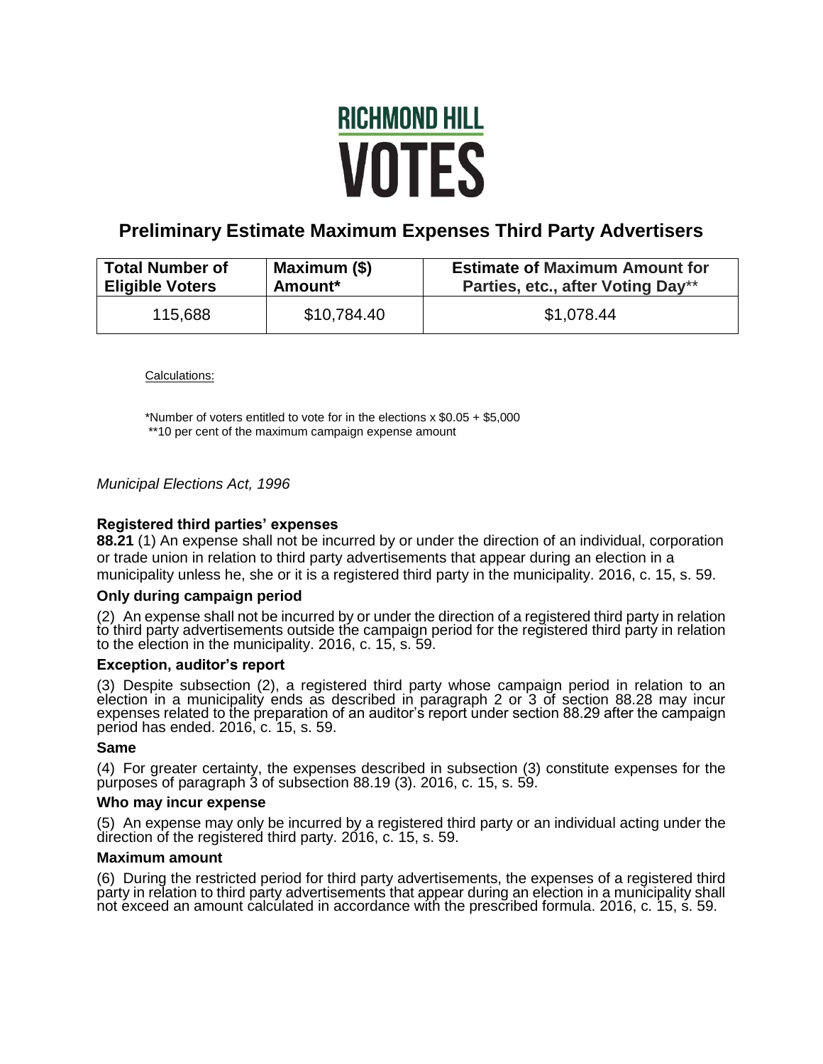# RICHMOND HILL VOTES

## Preliminary Estimate Maximum Expenses Third Party Advertisers

| Total Number of Eligible Voters | Maximum ($) Amount* | Estimate of Maximum Amount for Parties, etc., after Voting Day** |
|---|---|---|
| 115,688 | $10,784.40 | $1,078.44 |

Calculations:

*Number of voters entitled to vote for in the elections x $0.05 + $5,000
**10 per cent of the maximum campaign expense amount

*Municipal Elections Act, 1996*

### Registered third parties' expenses

**88.21** (1) An expense shall not be incurred by or under the direction of an individual, corporation or trade union in relation to third party advertisements that appear during an election in a municipality unless he, she or it is a registered third party in the municipality. 2016, c. 15, s. 59.

### Only during campaign period

(2) An expense shall not be incurred by or under the direction of a registered third party in relation to third party advertisements outside the campaign period for the registered third party in relation to the election in the municipality. 2016, c. 15, s. 59.

### Exception, auditor's report

(3) Despite subsection (2), a registered third party whose campaign period in relation to an election in a municipality ends as described in paragraph 2 or 3 of section 88.28 may incur expenses related to the preparation of an auditor's report under section 88.29 after the campaign period has ended. 2016, c. 15, s. 59.

### Same

(4) For greater certainty, the expenses described in subsection (3) constitute expenses for the purposes of paragraph 3 of subsection 88.19 (3). 2016, c. 15, s. 59.

### Who may incur expense

(5) An expense may only be incurred by a registered third party or an individual acting under the direction of the registered third party. 2016, c. 15, s. 59.

### Maximum amount

(6) During the restricted period for third party advertisements, the expenses of a registered third party in relation to third party advertisements that appear during an election in a municipality shall not exceed an amount calculated in accordance with the prescribed formula. 2016, c. 15, s. 59.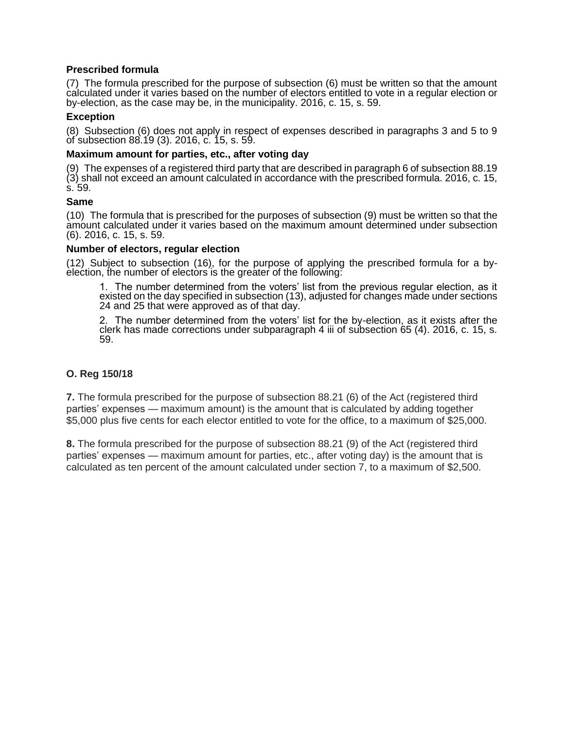**Prescribed formula**

(7) The formula prescribed for the purpose of subsection (6) must be written so that the amount calculated under it varies based on the number of electors entitled to vote in a regular election or by-election, as the case may be, in the municipality. 2016, c. 15, s. 59.

**Exception**

(8) Subsection (6) does not apply in respect of expenses described in paragraphs 3 and 5 to 9 of subsection 88.19 (3). 2016, c. 15, s. 59.

**Maximum amount for parties, etc., after voting day**

(9) The expenses of a registered third party that are described in paragraph 6 of subsection 88.19 (3) shall not exceed an amount calculated in accordance with the prescribed formula. 2016, c. 15, s. 59.

**Same**

(10) The formula that is prescribed for the purposes of subsection (9) must be written so that the amount calculated under it varies based on the maximum amount determined under subsection (6). 2016, c. 15, s. 59.

**Number of electors, regular election**

(12) Subject to subsection (16), for the purpose of applying the prescribed formula for a by-election, the number of electors is the greater of the following:

1. The number determined from the voters' list from the previous regular election, as it existed on the day specified in subsection (13), adjusted for changes made under sections 24 and 25 that were approved as of that day.

2. The number determined from the voters' list for the by-election, as it exists after the clerk has made corrections under subparagraph 4 iii of subsection 65 (4). 2016, c. 15, s. 59.

**O. Reg 150/18**

**7.** The formula prescribed for the purpose of subsection 88.21 (6) of the Act (registered third parties' expenses — maximum amount) is the amount that is calculated by adding together $5,000 plus five cents for each elector entitled to vote for the office, to a maximum of $25,000.

**8.** The formula prescribed for the purpose of subsection 88.21 (9) of the Act (registered third parties' expenses — maximum amount for parties, etc., after voting day) is the amount that is calculated as ten percent of the amount calculated under section 7, to a maximum of $2,500.